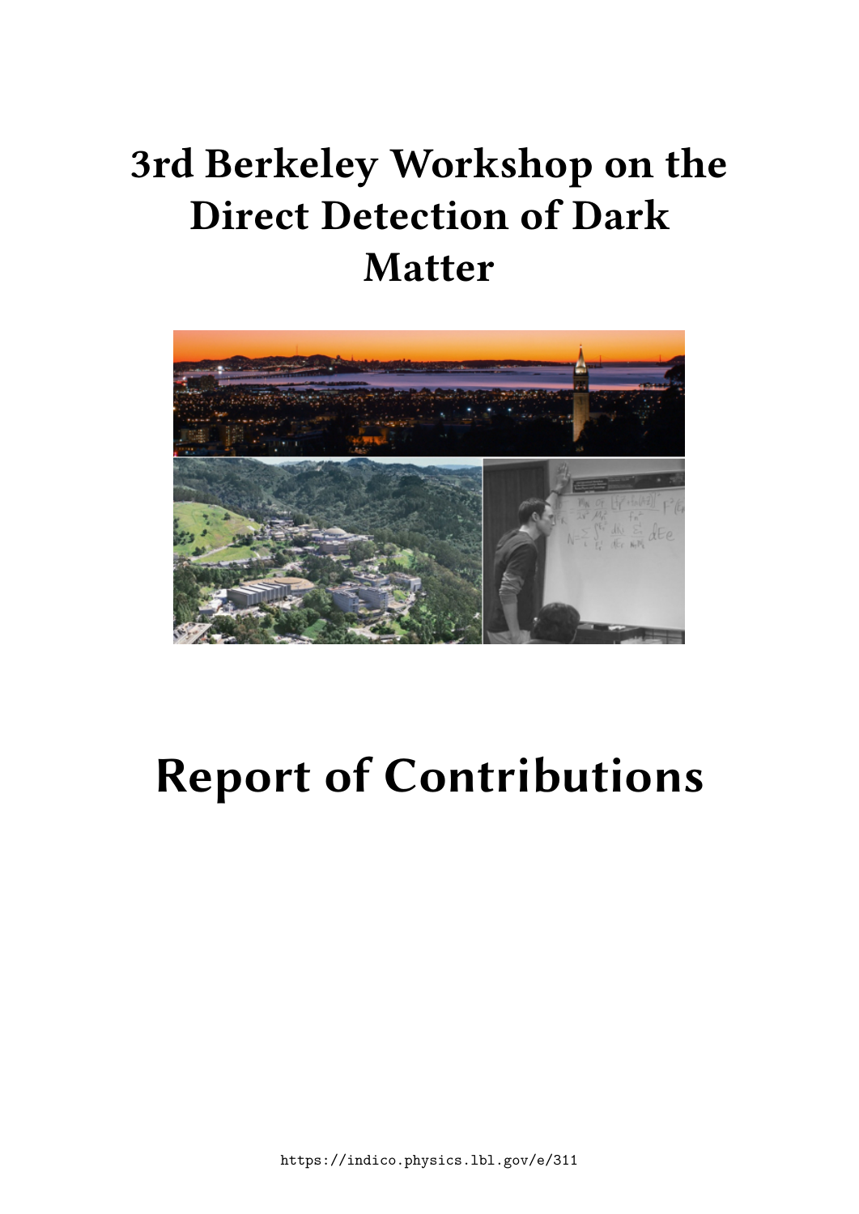# 3rd Berkeley Workshop on the Direct Detection of Dark Matter

# Report of Contributions

https://indico.physics.lbl.gov/e/311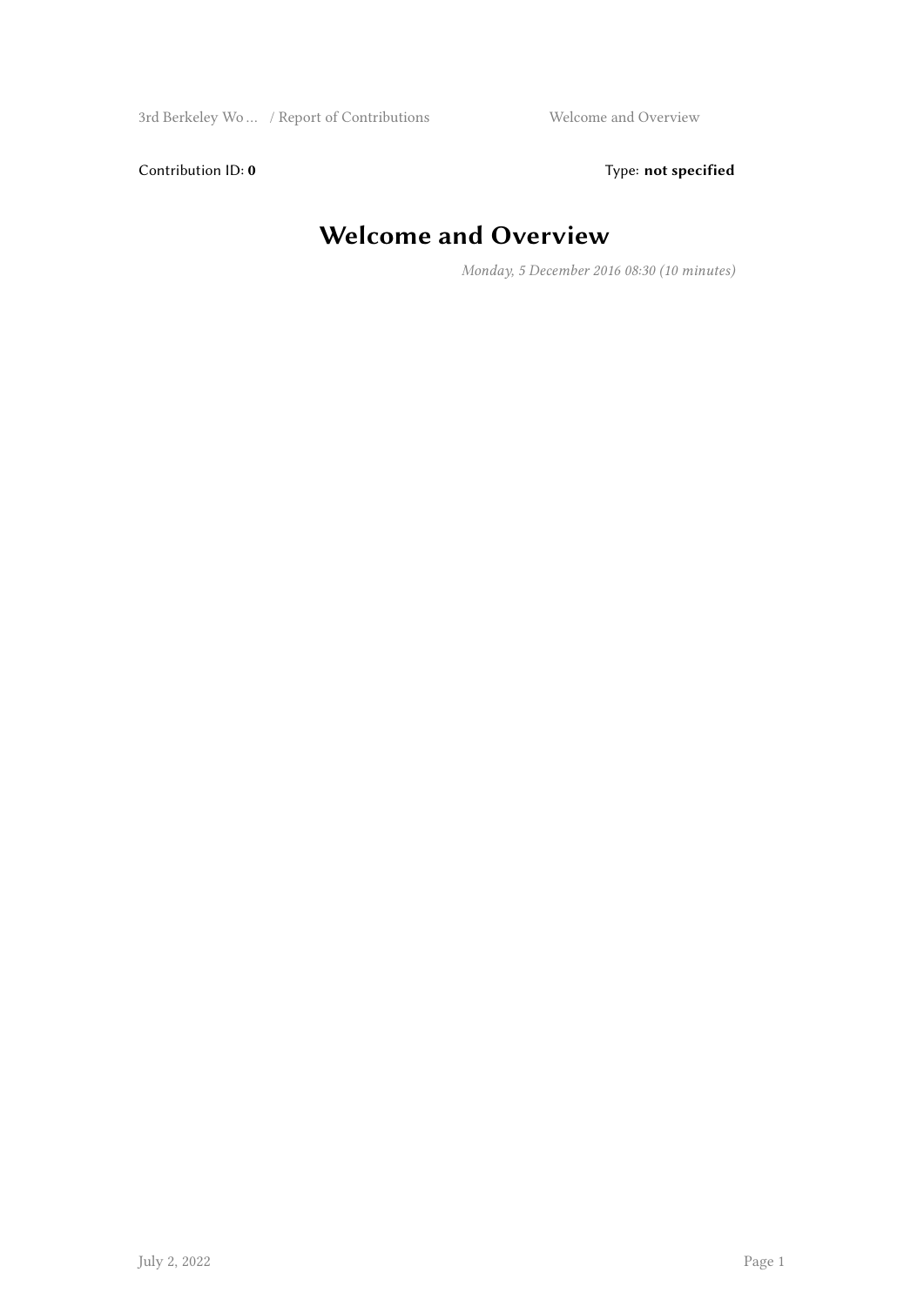Contribution ID: **0** Type: **not specified**

# Welcome and Overview

*Monday, 5 December 2016 08:30 (10 minutes)*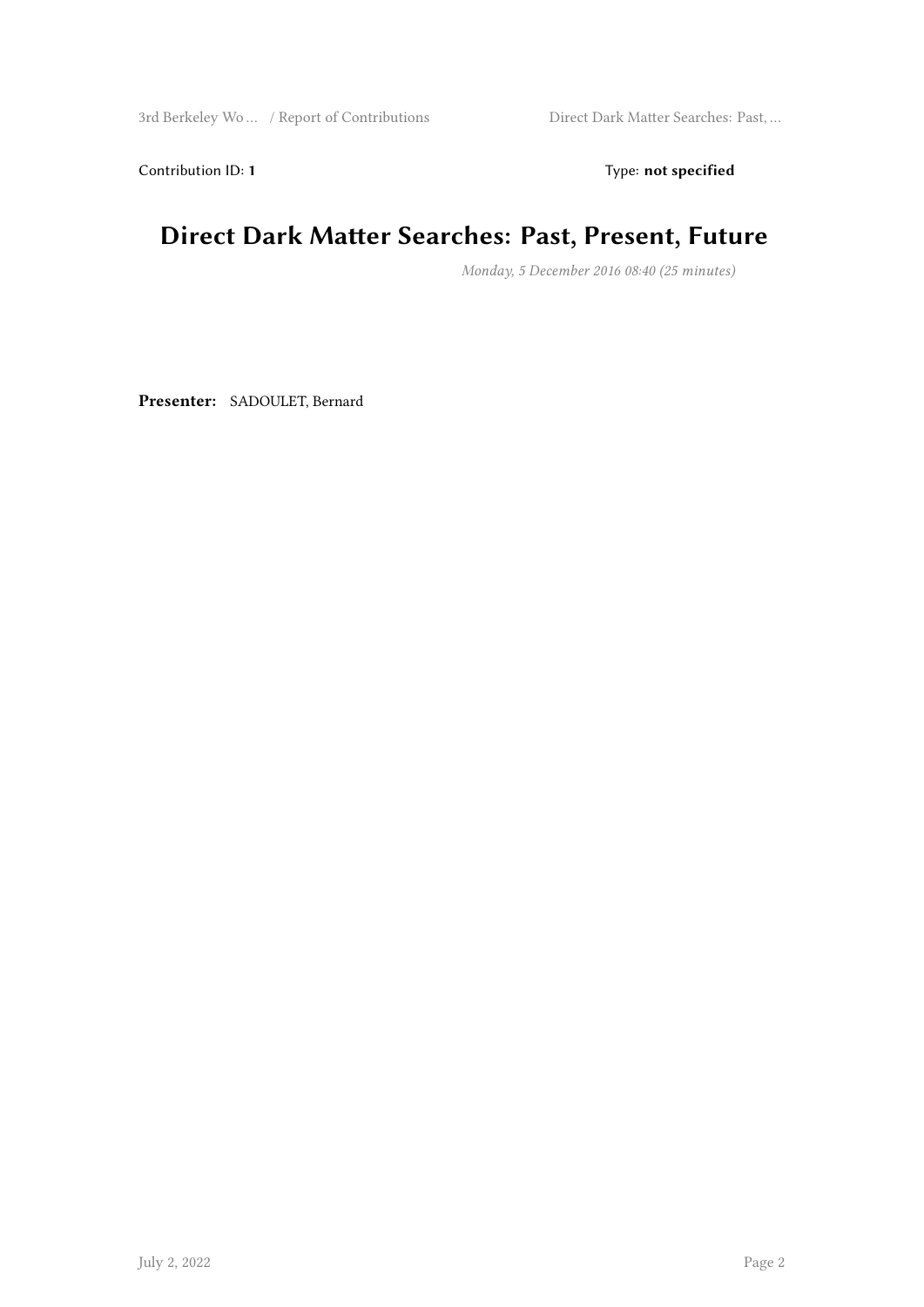Contribution ID: **1**

Type: **not specified**

# Direct Dark Matter Searches: Past, Present, Future

*Monday, 5 December 2016 08:40 (25 minutes)*

**Presenter:** SADOULET, Bernard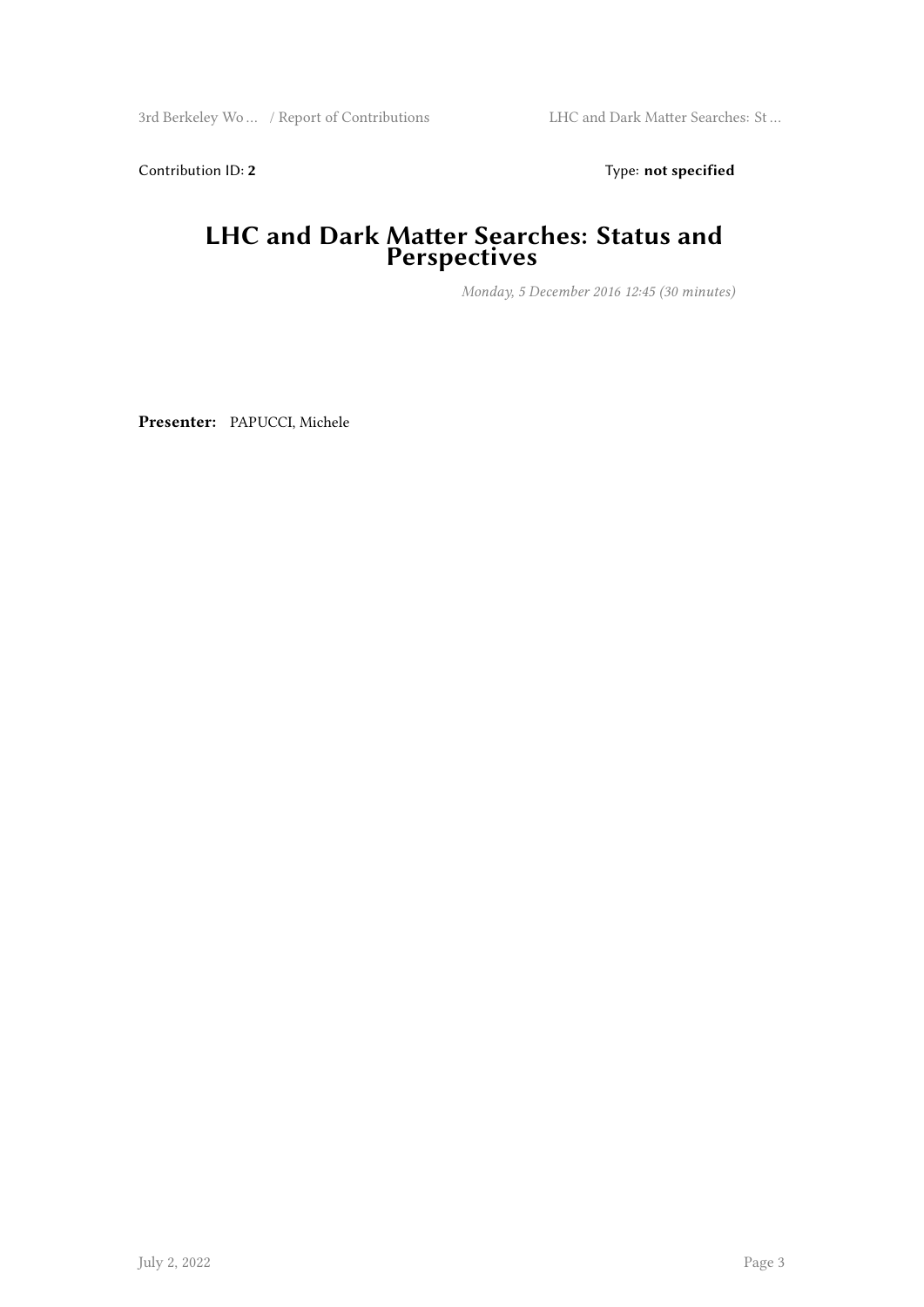Contribution ID: **2** Type: **not specified**

# LHC and Dark Matter Searches: Status and Perspectives

*Monday, 5 December 2016 12:45 (30 minutes)*

**Presenter:** PAPUCCI, Michele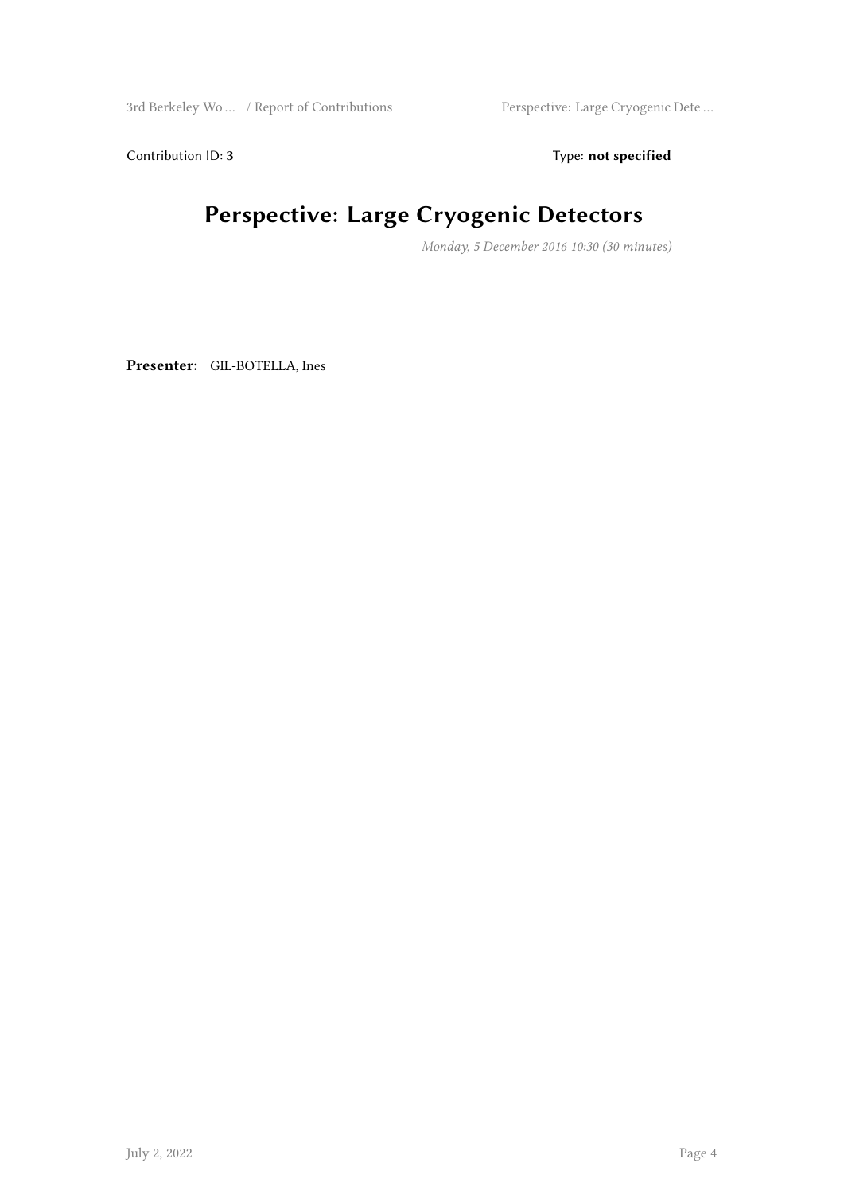Contribution ID: **3** Type: **not specified**

# Perspective: Large Cryogenic Detectors

*Monday, 5 December 2016 10:30 (30 minutes)*

**Presenter:** GIL-BOTELLA, Ines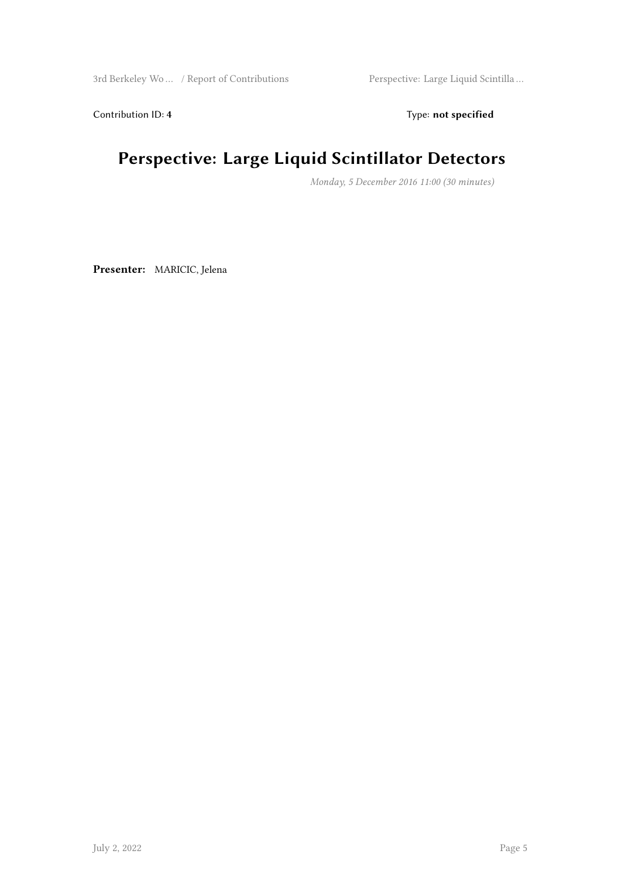Contribution ID: **4** Type: **not specified**

# Perspective: Large Liquid Scintillator Detectors

*Monday, 5 December 2016 11:00 (30 minutes)*

**Presenter:** MARICIC, Jelena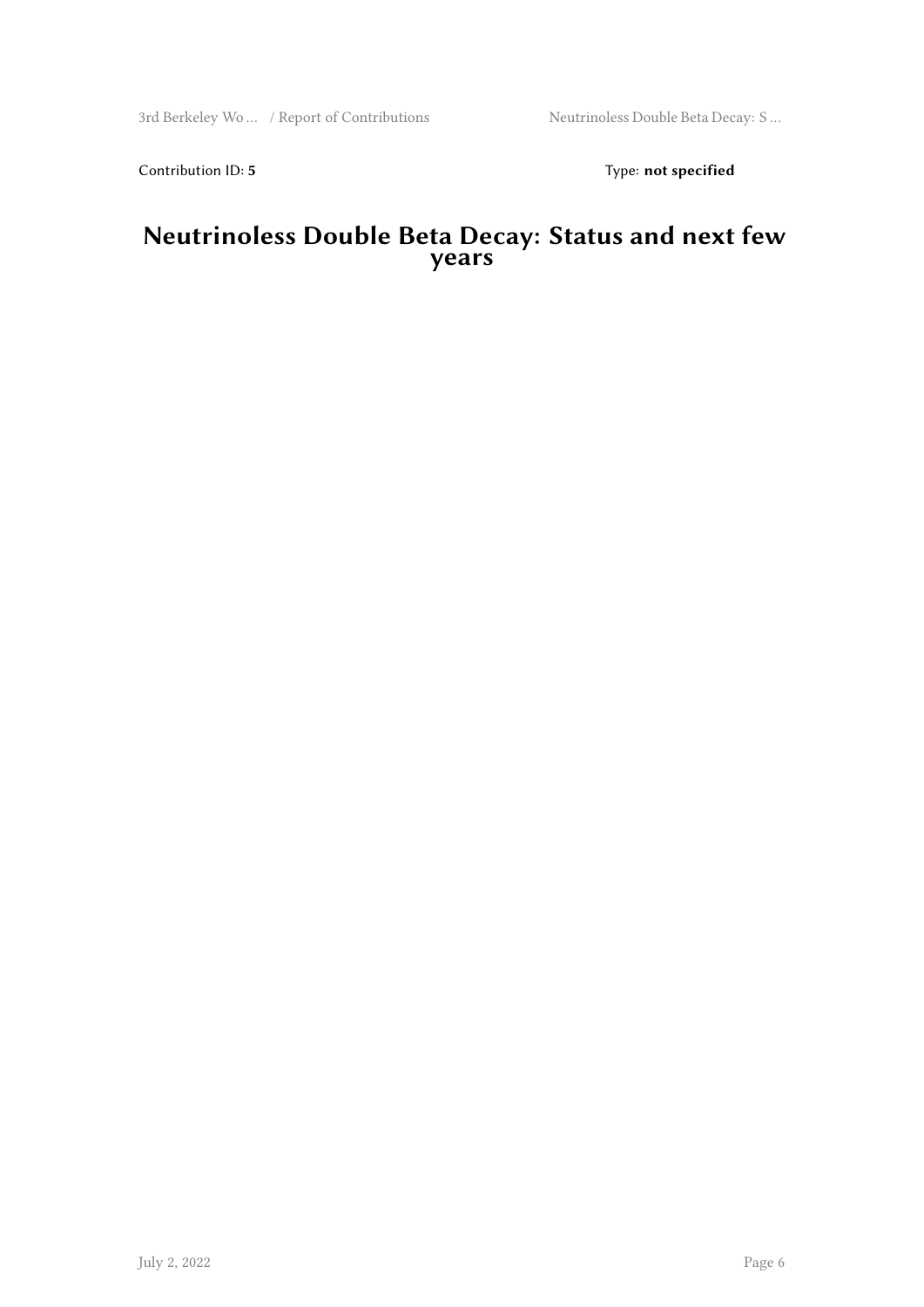Contribution ID: **5**

Type: **not specified**

# Neutrinoless Double Beta Decay: Status and next few years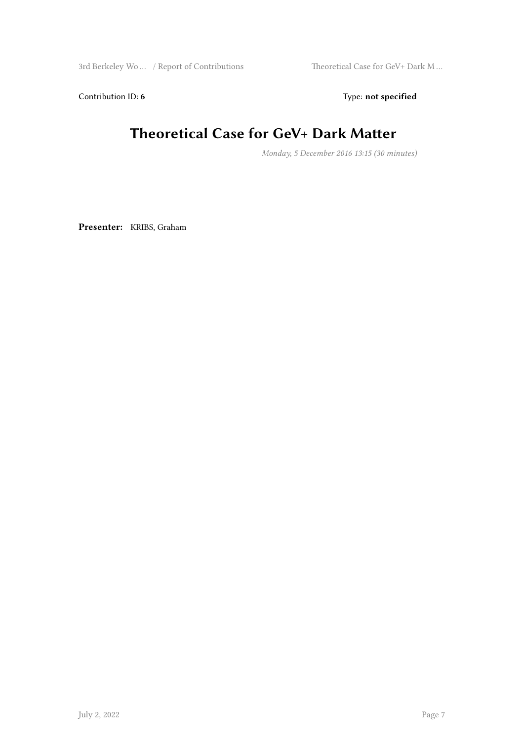Contribution ID: **6** Type: **not specified**

# Theoretical Case for GeV+ Dark Matter

*Monday, 5 December 2016 13:15 (30 minutes)*

**Presenter:** KRIBS, Graham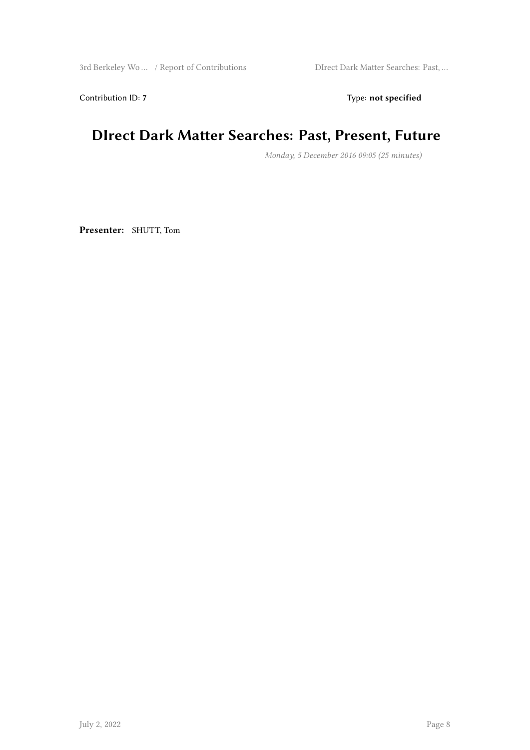Contribution ID: **7** Type: **not specified**

# DIrect Dark Matter Searches: Past, Present, Future

*Monday, 5 December 2016 09:05 (25 minutes)*

**Presenter:** SHUTT, Tom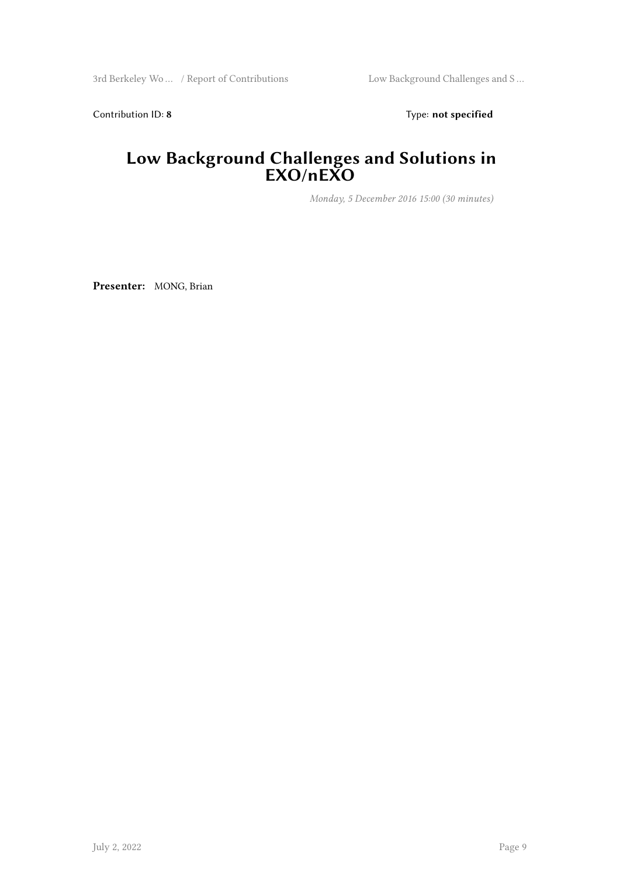Contribution ID: **8** Type: **not specified**

# Low Background Challenges and Solutions in EXO/nEXO

*Monday, 5 December 2016 15:00 (30 minutes)*

**Presenter:** MONG, Brian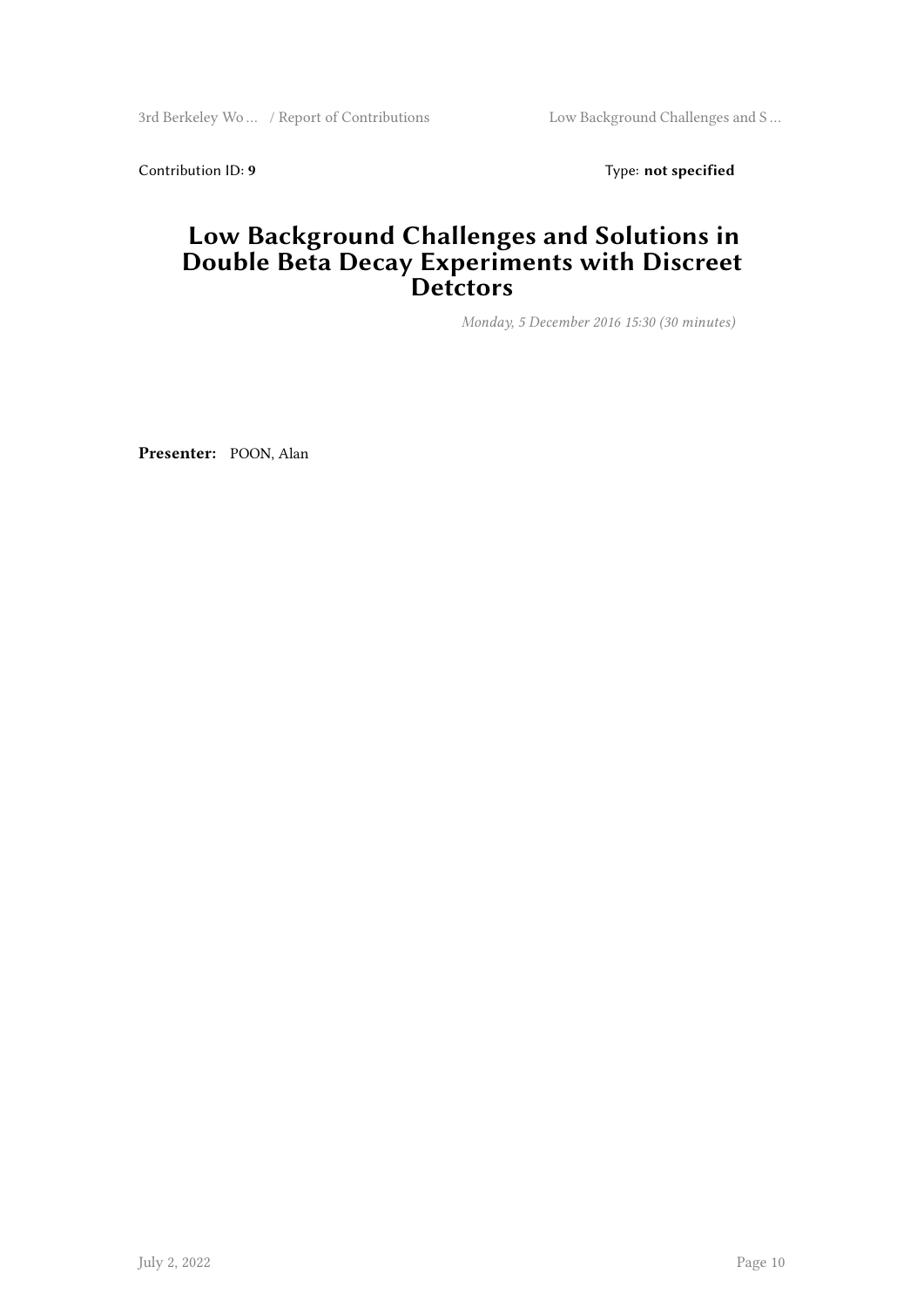Contribution ID: **9** Type: **not specified**

# Low Background Challenges and Solutions in Double Beta Decay Experiments with Discreet Detctors

*Monday, 5 December 2016 15:30 (30 minutes)*

**Presenter:** POON, Alan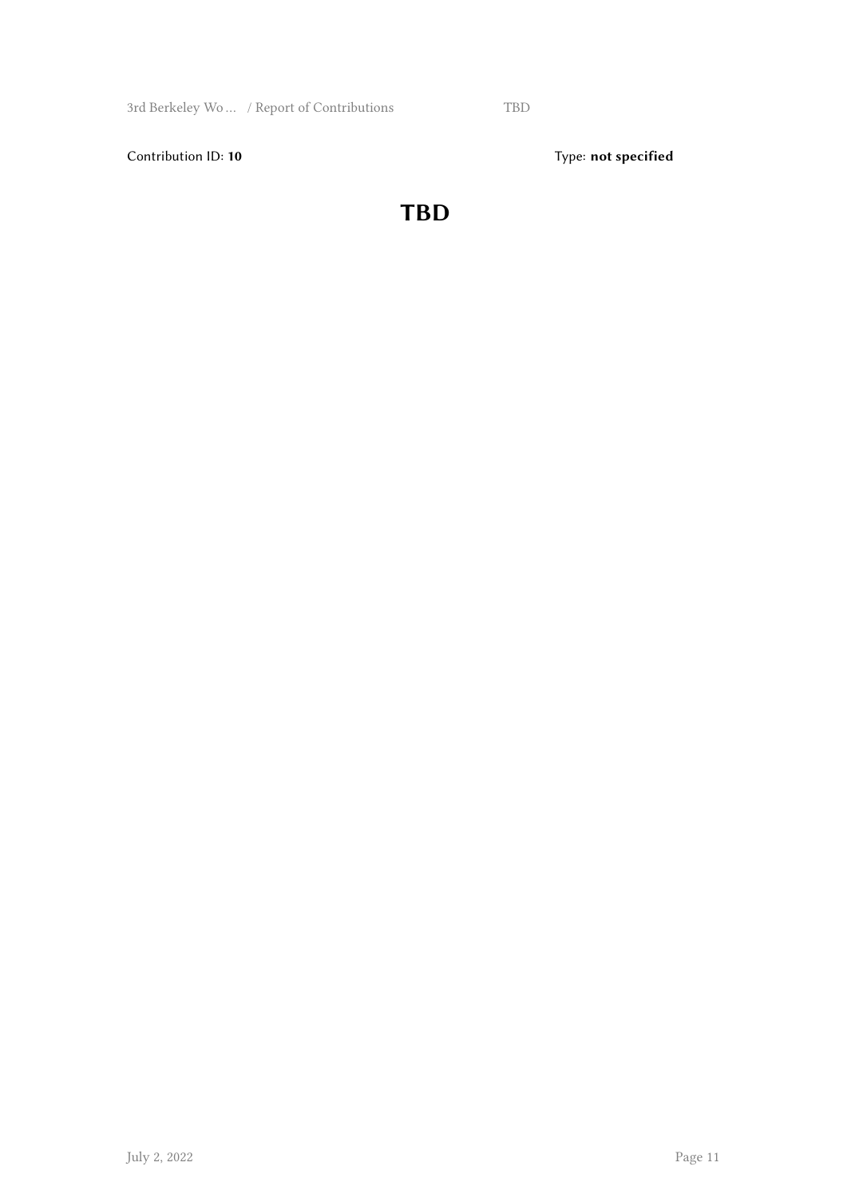Contribution ID: **10** Type: **not specified**

# TBD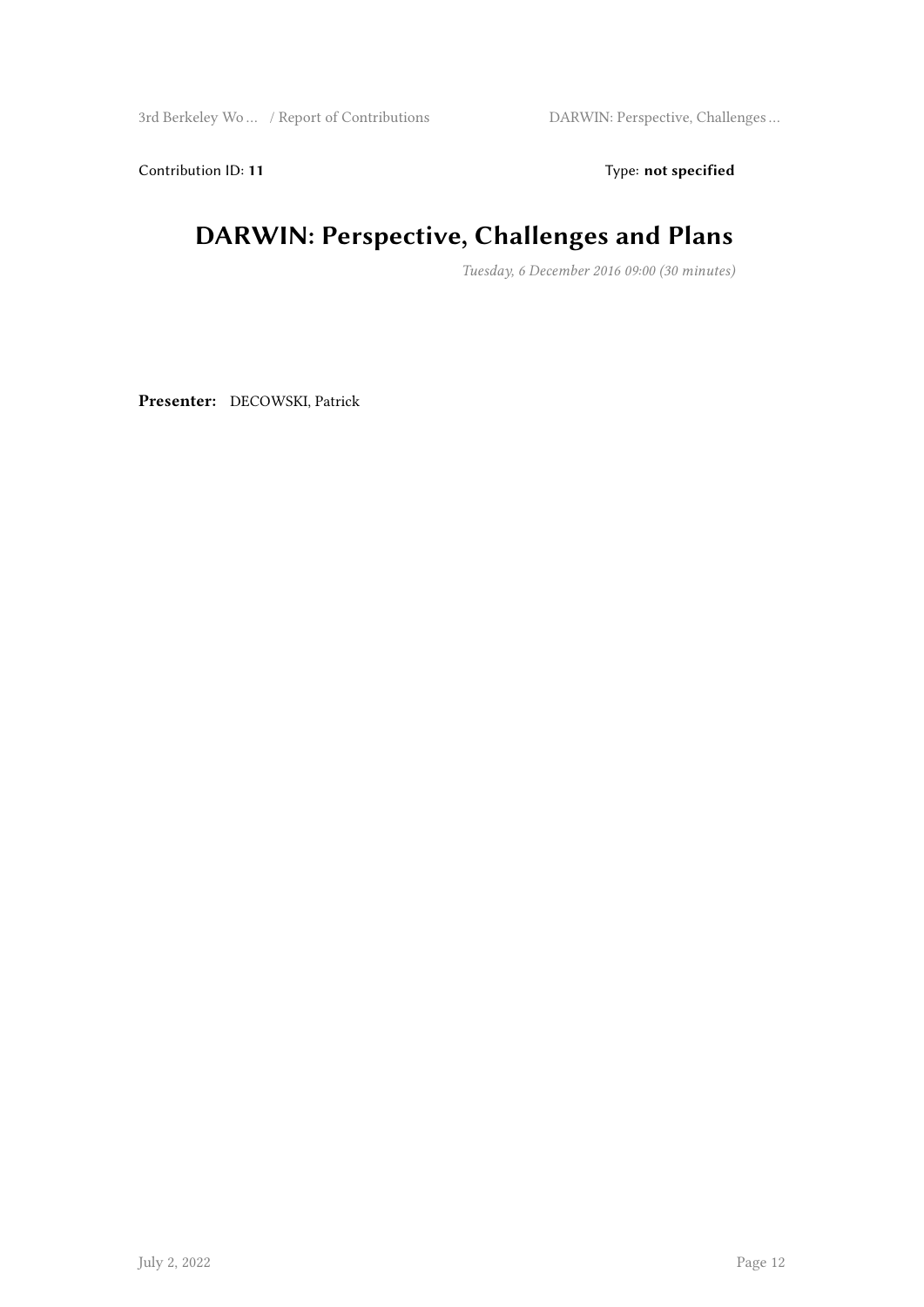Contribution ID: **11** Type: **not specified**

# DARWIN: Perspective, Challenges and Plans

*Tuesday, 6 December 2016 09:00 (30 minutes)*

**Presenter:** DECOWSKI, Patrick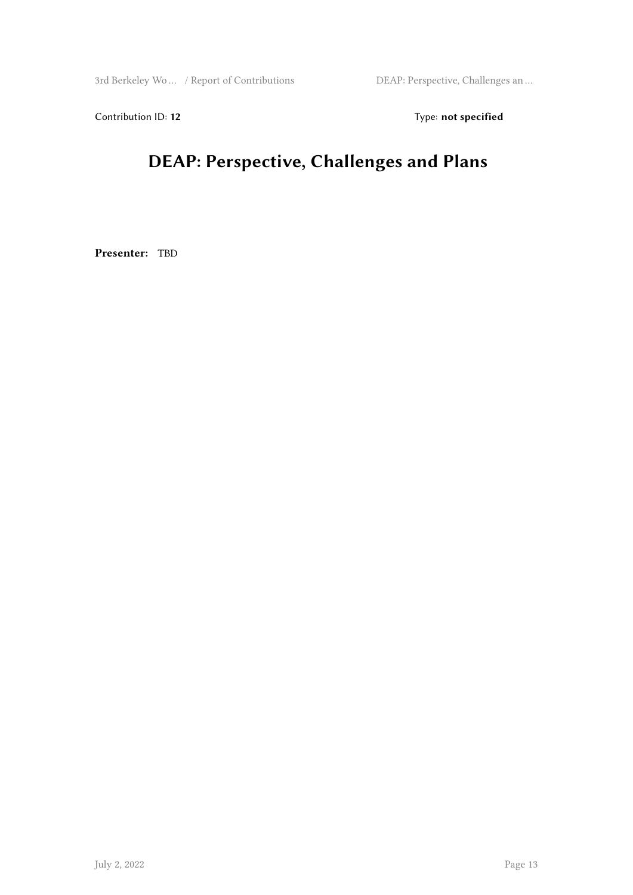Contribution ID: **12**　　　　Type: **not specified**

# DEAP: Perspective, Challenges and Plans

**Presenter:** TBD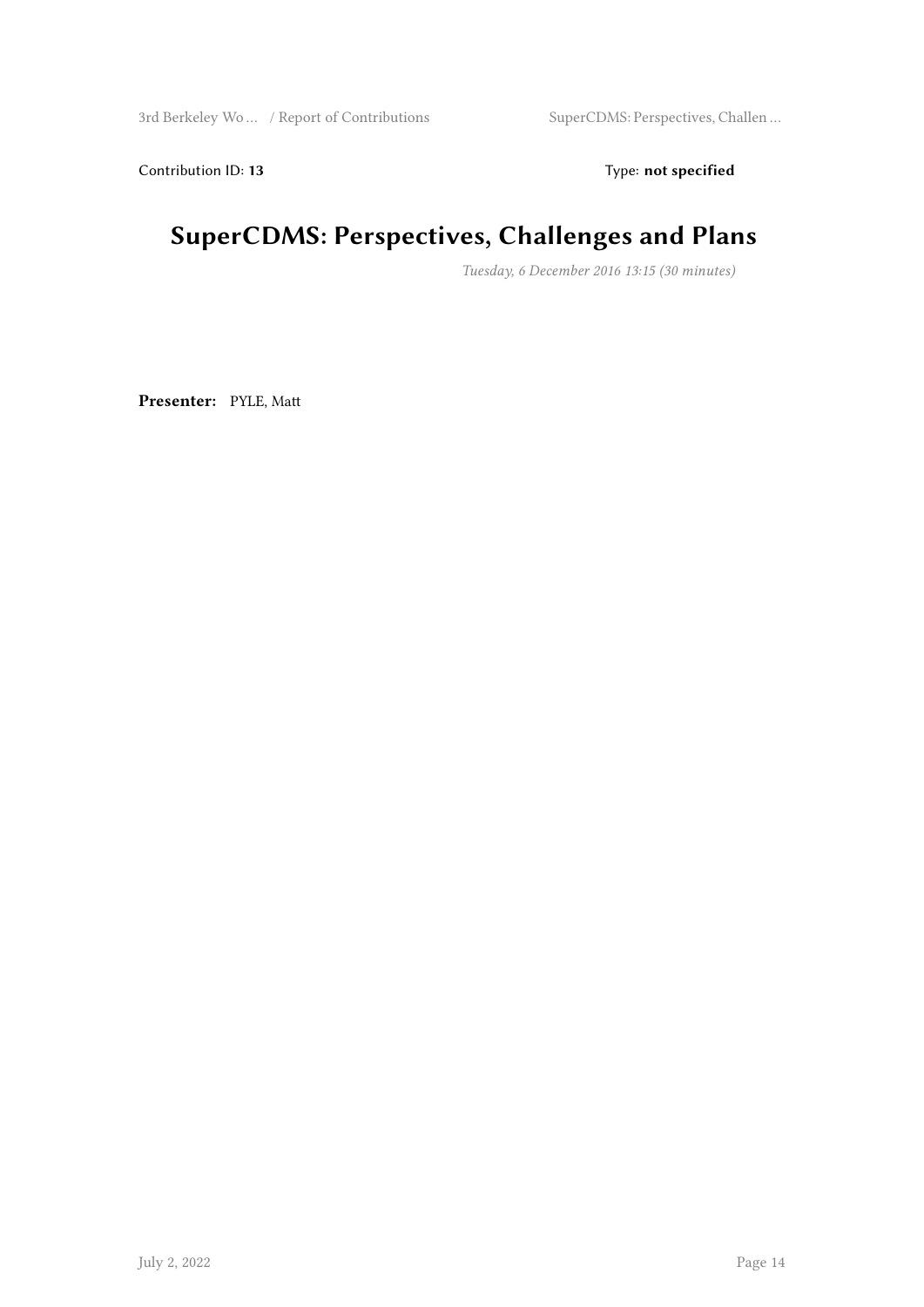Contribution ID: **13** Type: **not specified**

# SuperCDMS: Perspectives, Challenges and Plans

*Tuesday, 6 December 2016 13:15 (30 minutes)*

**Presenter:** PYLE, Matt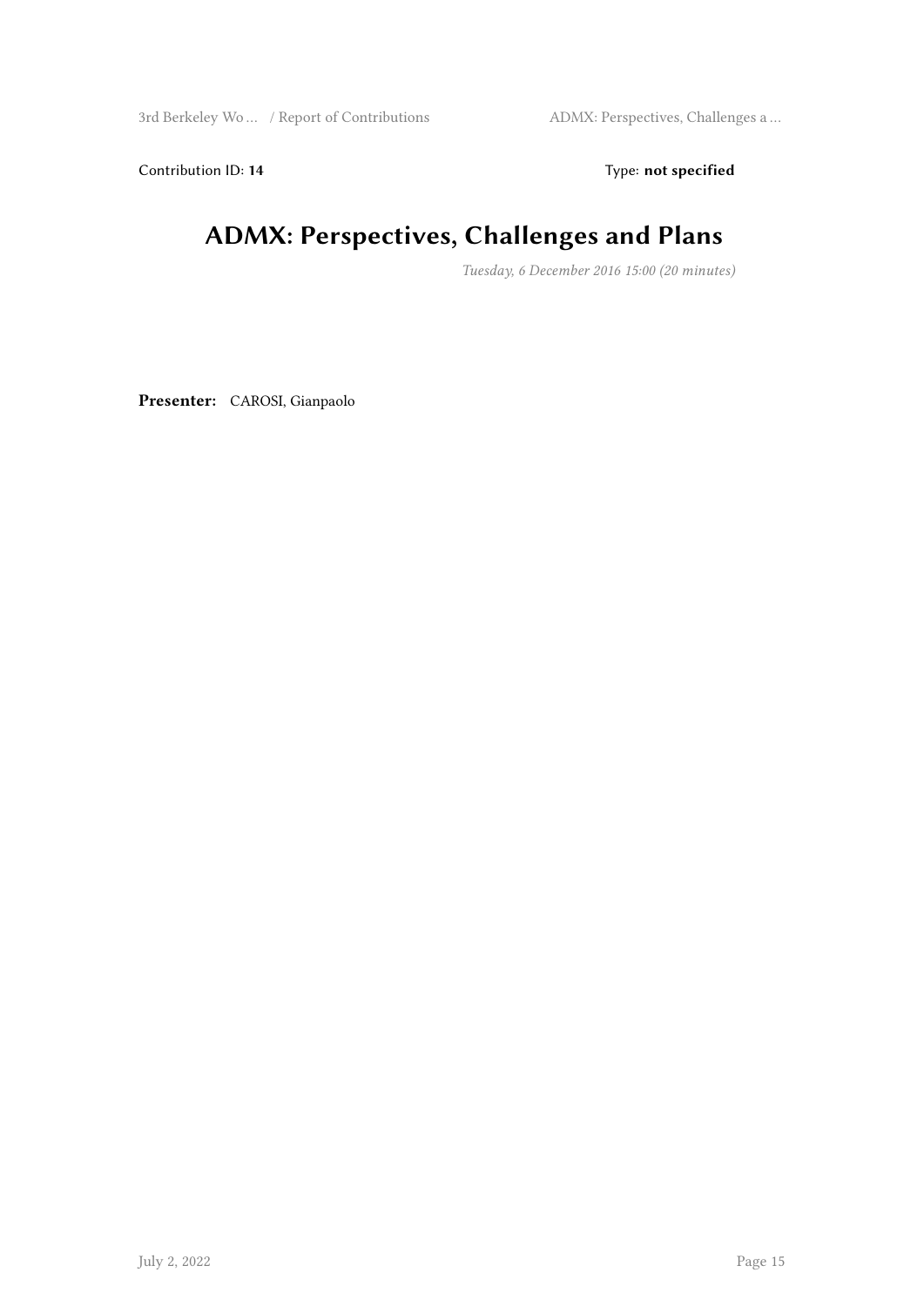Contribution ID: **14** Type: **not specified**

# ADMX: Perspectives, Challenges and Plans

*Tuesday, 6 December 2016 15:00 (20 minutes)*

**Presenter:** CAROSI, Gianpaolo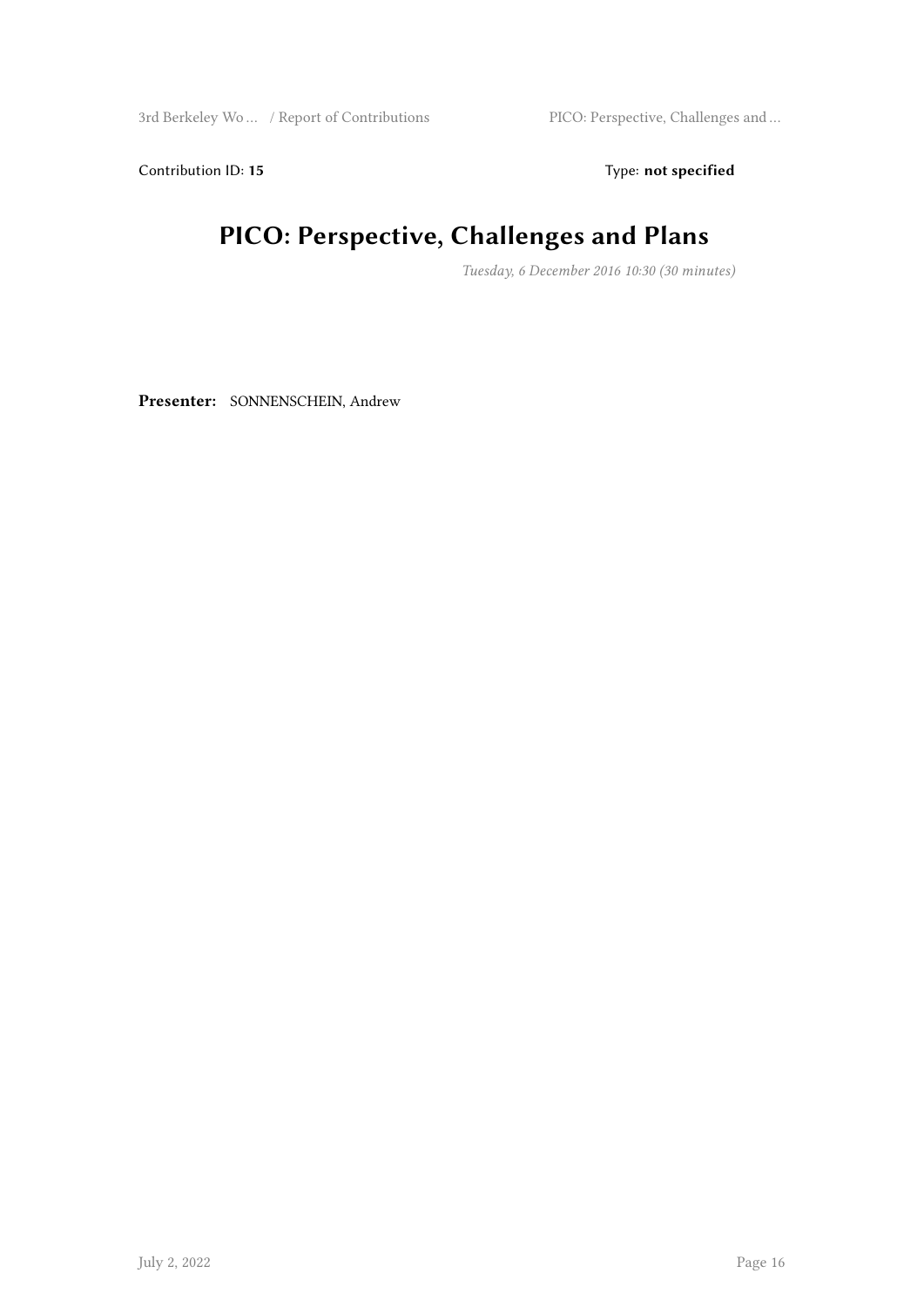Contribution ID: **15** Type: **not specified**

# PICO: Perspective, Challenges and Plans

*Tuesday, 6 December 2016 10:30 (30 minutes)*

**Presenter:** SONNENSCHEIN, Andrew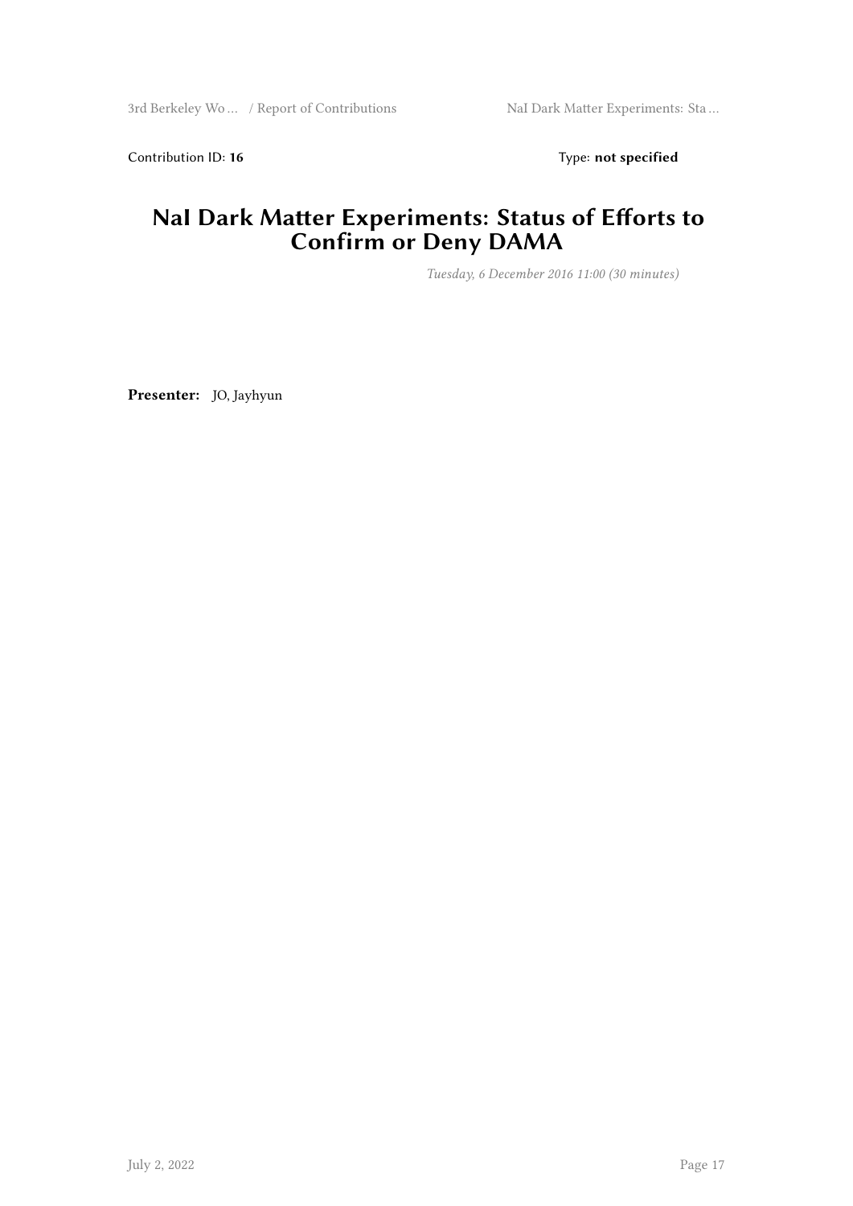Contribution ID: **16** Type: **not specified**

# NaI Dark Matter Experiments: Status of Efforts to Confirm or Deny DAMA

*Tuesday, 6 December 2016 11:00 (30 minutes)*

**Presenter:** JO, Jayhyun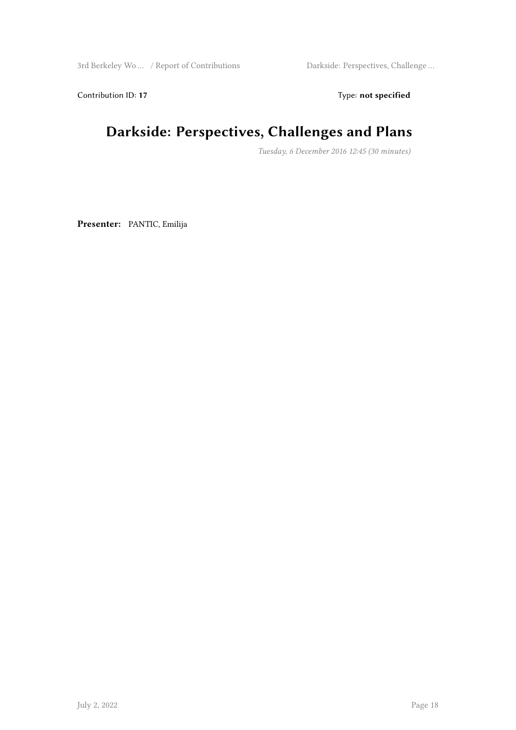Contribution ID: **17**

Type: **not specified**

# Darkside: Perspectives, Challenges and Plans

*Tuesday, 6 December 2016 12:45 (30 minutes)*

**Presenter:** PANTIC, Emilija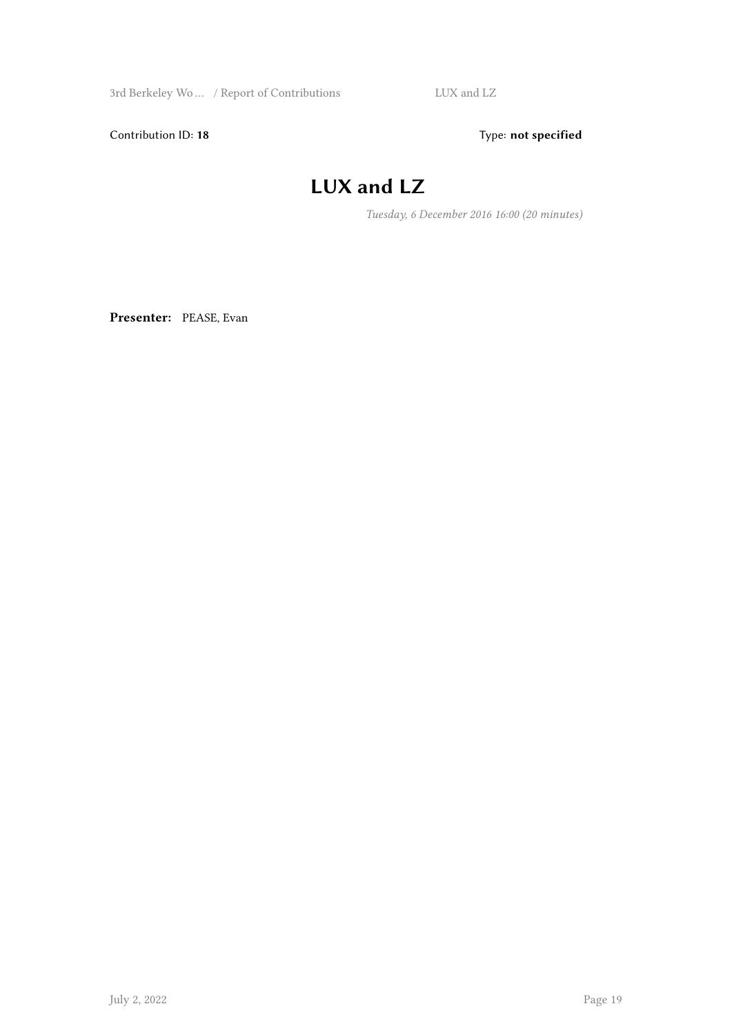Contribution ID: **18**

Type: **not specified**

# LUX and LZ

*Tuesday, 6 December 2016 16:00 (20 minutes)*

**Presenter:** PEASE, Evan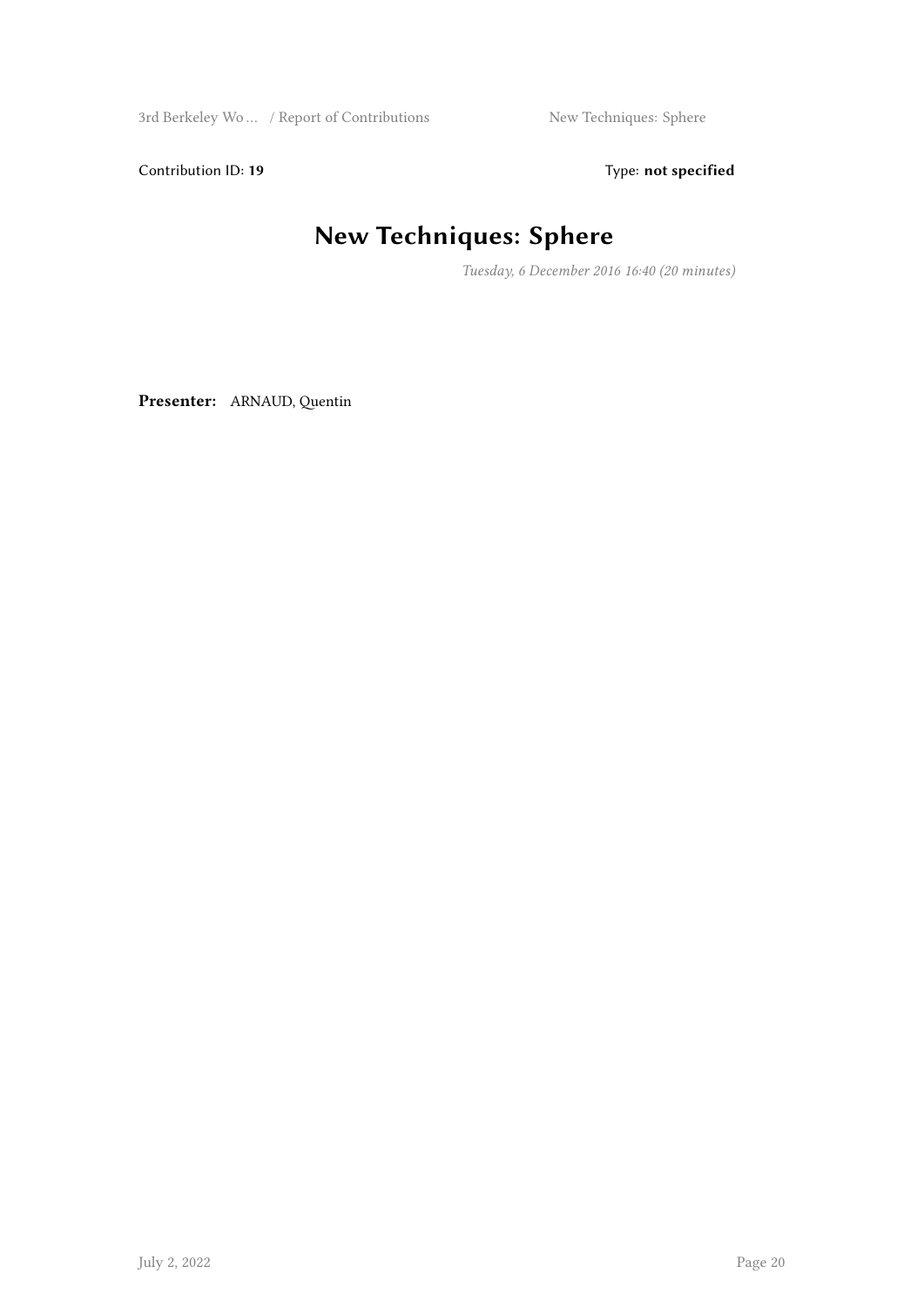Contribution ID: **19**

Type: **not specified**

# New Techniques: Sphere

*Tuesday, 6 December 2016 16:40 (20 minutes)*

**Presenter:** ARNAUD, Quentin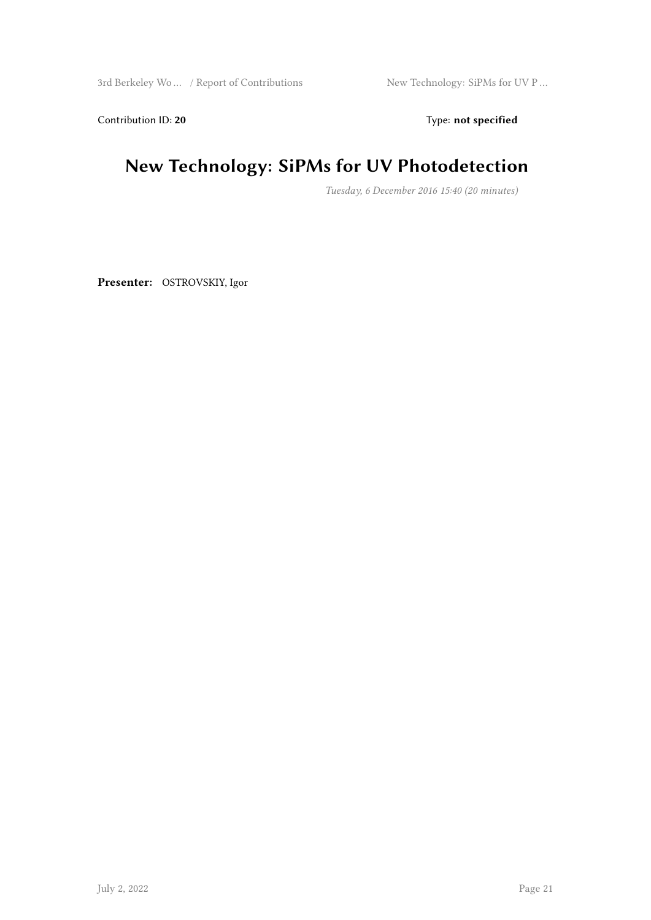Contribution ID: **20** Type: **not specified**

# New Technology: SiPMs for UV Photodetection

*Tuesday, 6 December 2016 15:40 (20 minutes)*

**Presenter:** OSTROVSKIY, Igor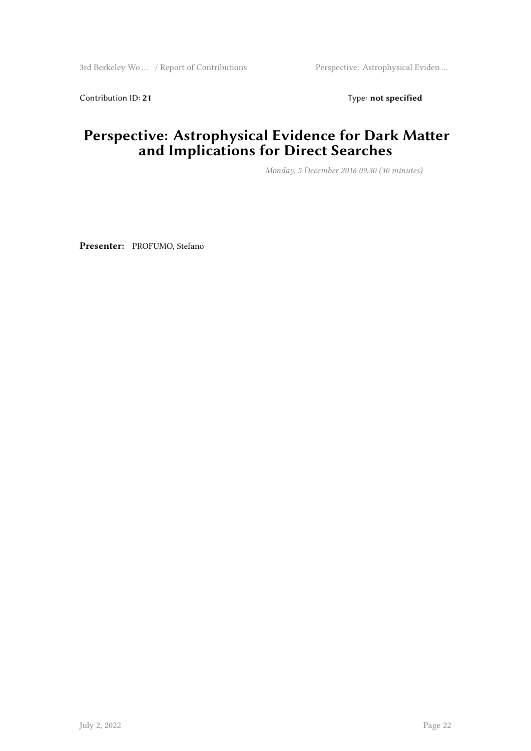Contribution ID: **21** Type: **not specified**

# Perspective: Astrophysical Evidence for Dark Matter and Implications for Direct Searches

*Monday, 5 December 2016 09:30 (30 minutes)*

**Presenter:** PROFUMO, Stefano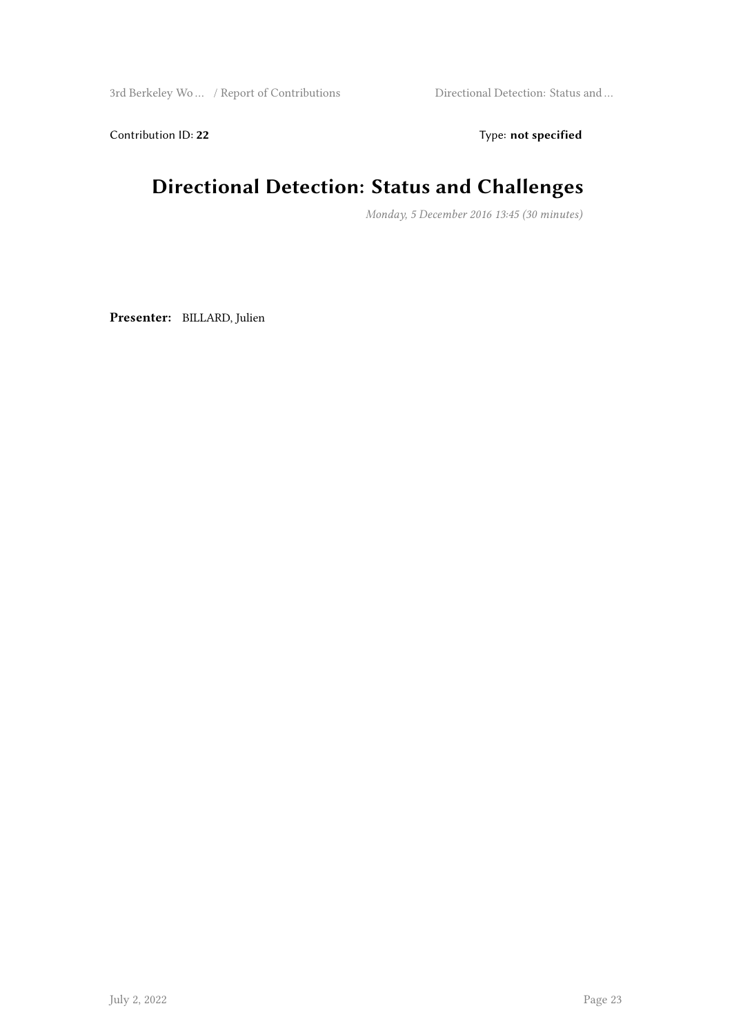Contribution ID: **22** Type: **not specified**

# Directional Detection: Status and Challenges

*Monday, 5 December 2016 13:45 (30 minutes)*

**Presenter:** BILLARD, Julien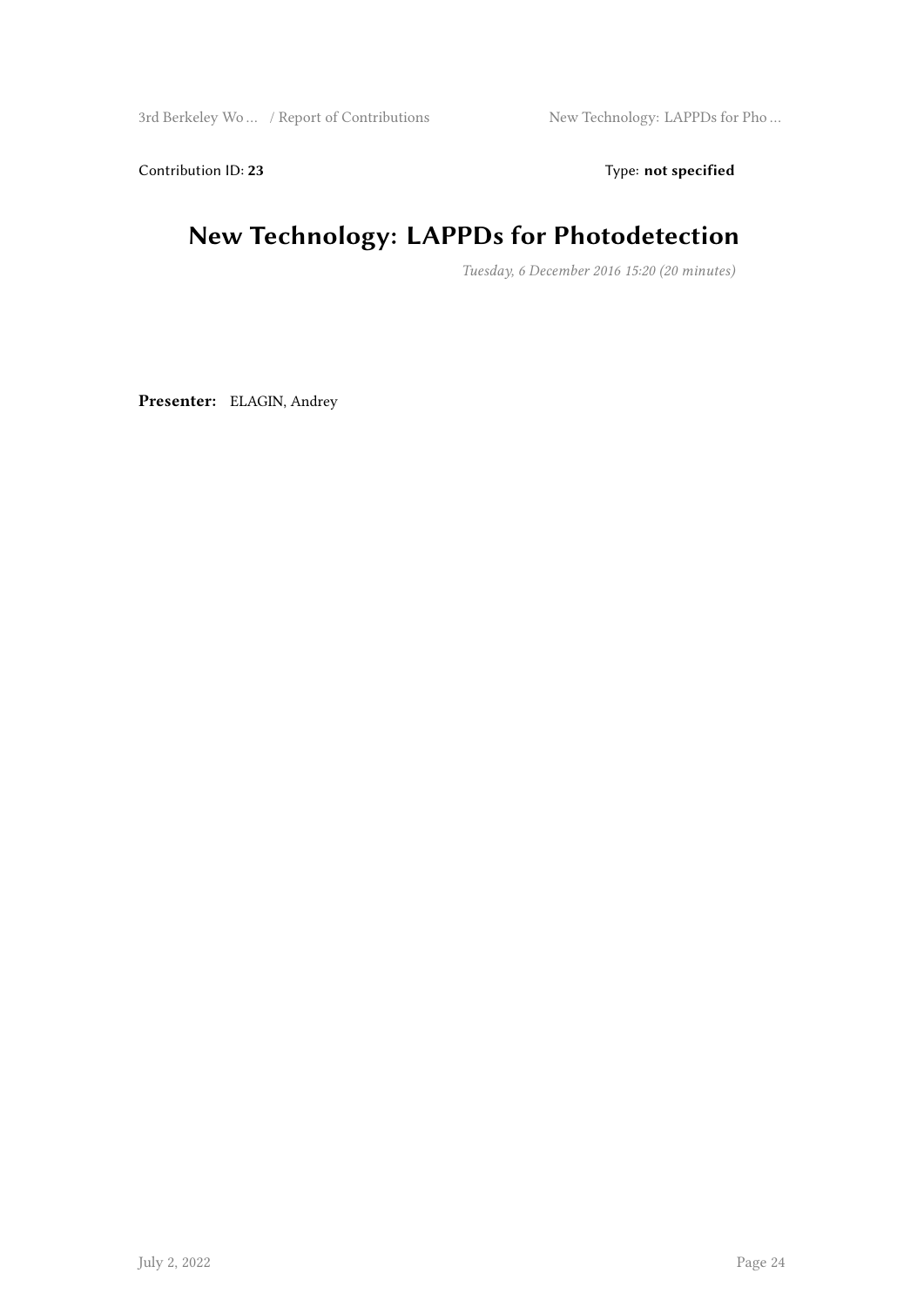Contribution ID: **23**

Type: **not specified**

# New Technology: LAPPDs for Photodetection

*Tuesday, 6 December 2016 15:20 (20 minutes)*

**Presenter:** ELAGIN, Andrey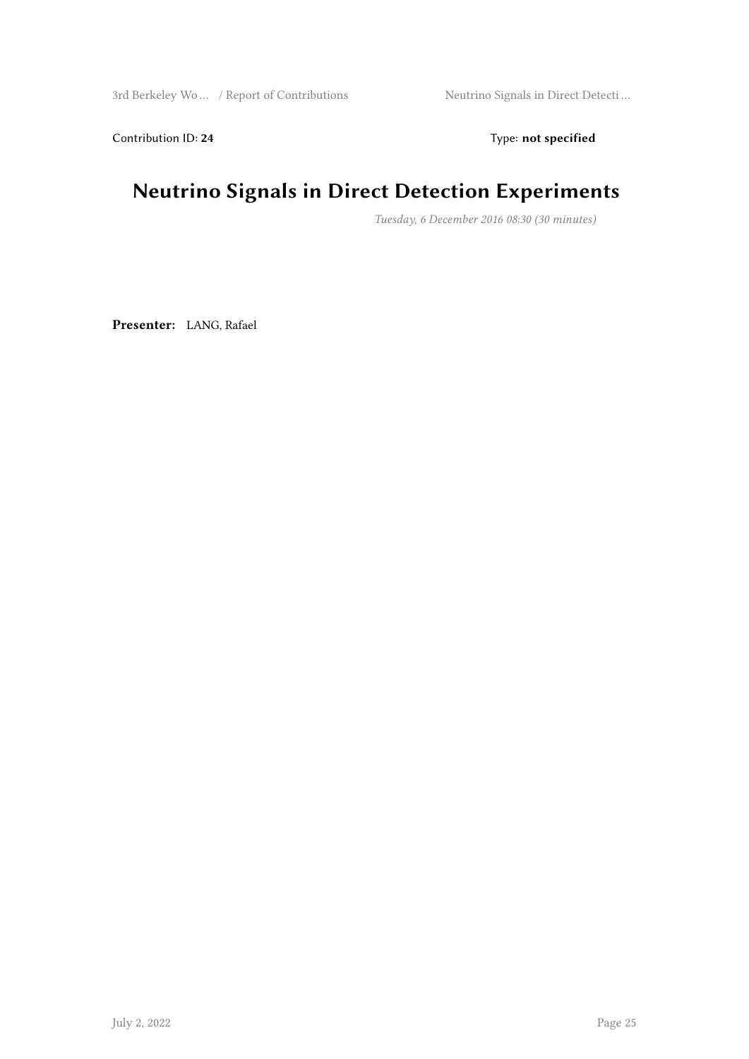Contribution ID: **24** Type: **not specified**

# Neutrino Signals in Direct Detection Experiments

*Tuesday, 6 December 2016 08:30 (30 minutes)*

**Presenter:** LANG, Rafael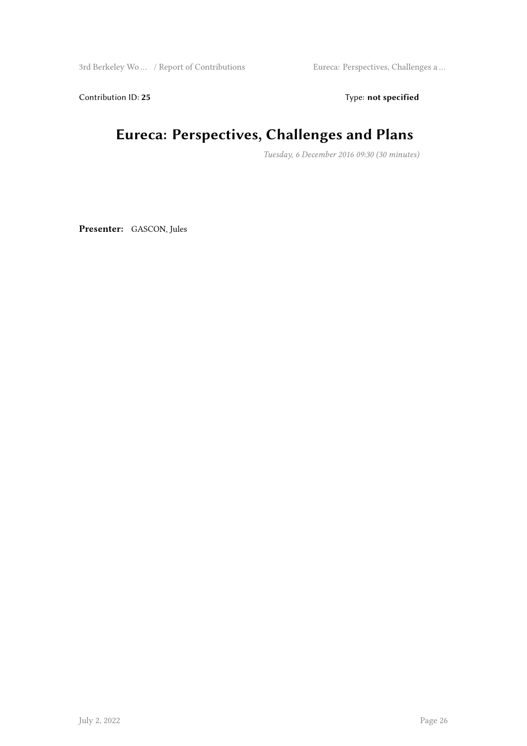Contribution ID: **25** Type: **not specified**

# Eureca: Perspectives, Challenges and Plans

*Tuesday, 6 December 2016 09:30 (30 minutes)*

**Presenter:** GASCON, Jules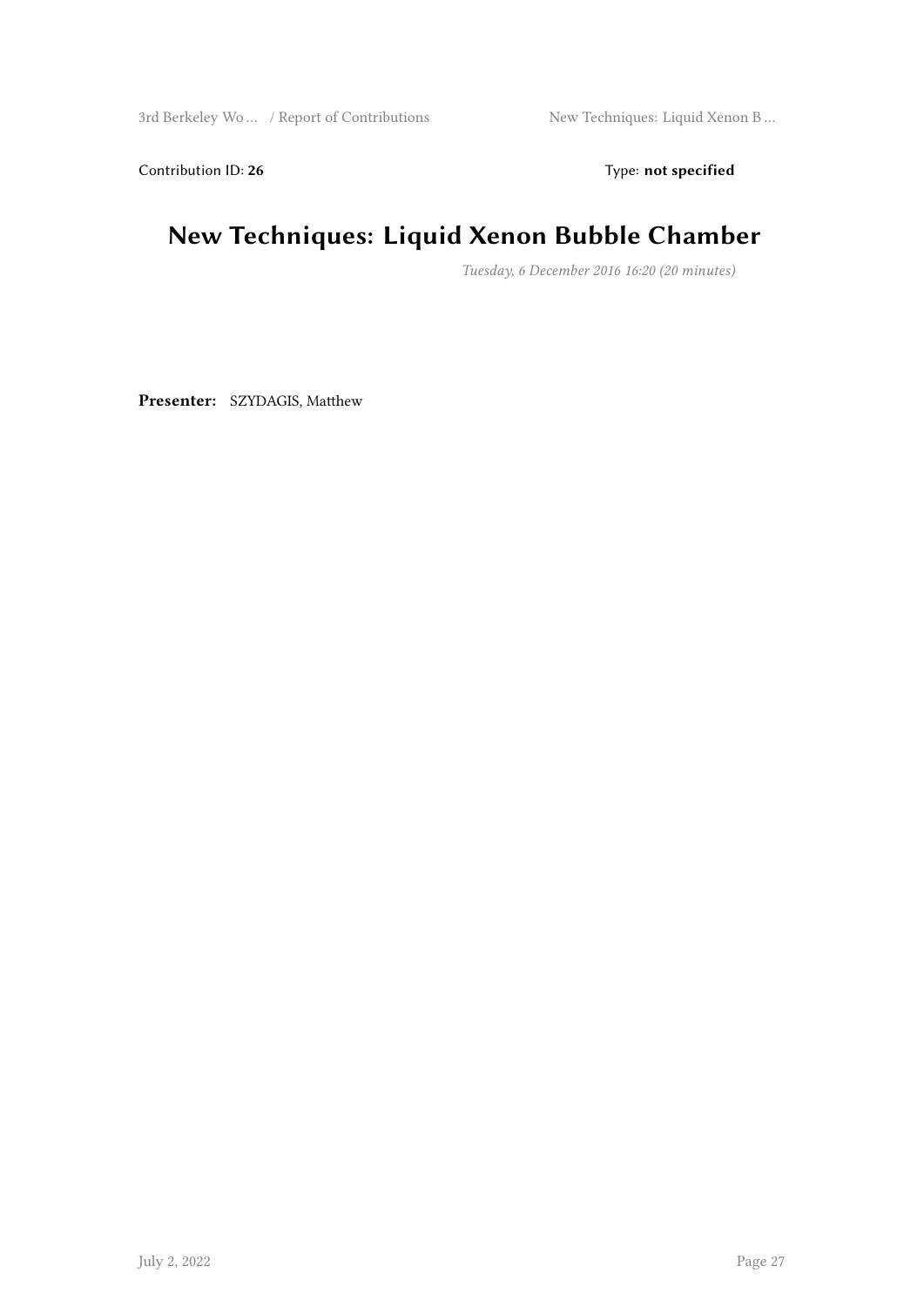Contribution ID: **26** Type: **not specified**

# New Techniques: Liquid Xenon Bubble Chamber

*Tuesday, 6 December 2016 16:20 (20 minutes)*

**Presenter:** SZYDAGIS, Matthew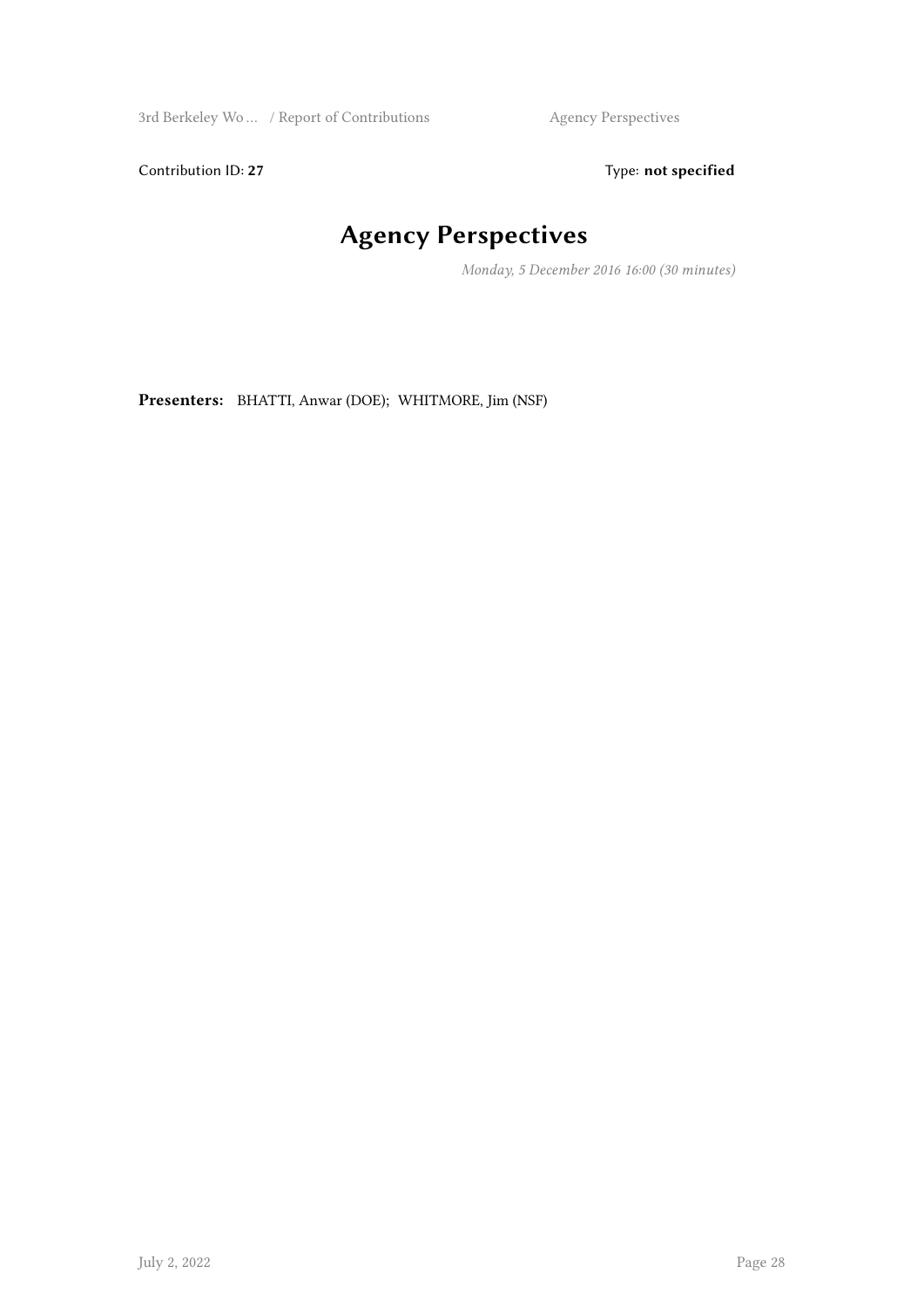Contribution ID: **27** Type: **not specified**

# Agency Perspectives

*Monday, 5 December 2016 16:00 (30 minutes)*

**Presenters:** BHATTI, Anwar (DOE); WHITMORE, Jim (NSF)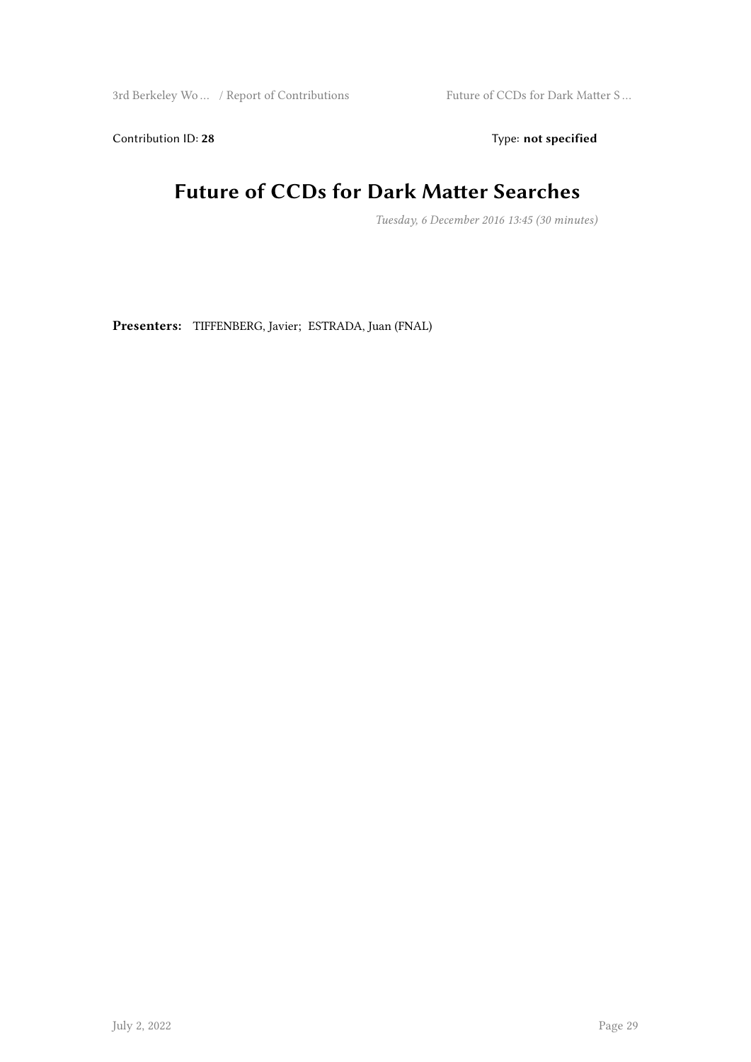Contribution ID: **28** Type: **not specified**

# Future of CCDs for Dark Matter Searches

*Tuesday, 6 December 2016 13:45 (30 minutes)*

**Presenters:** TIFFENBERG, Javier; ESTRADA, Juan (FNAL)